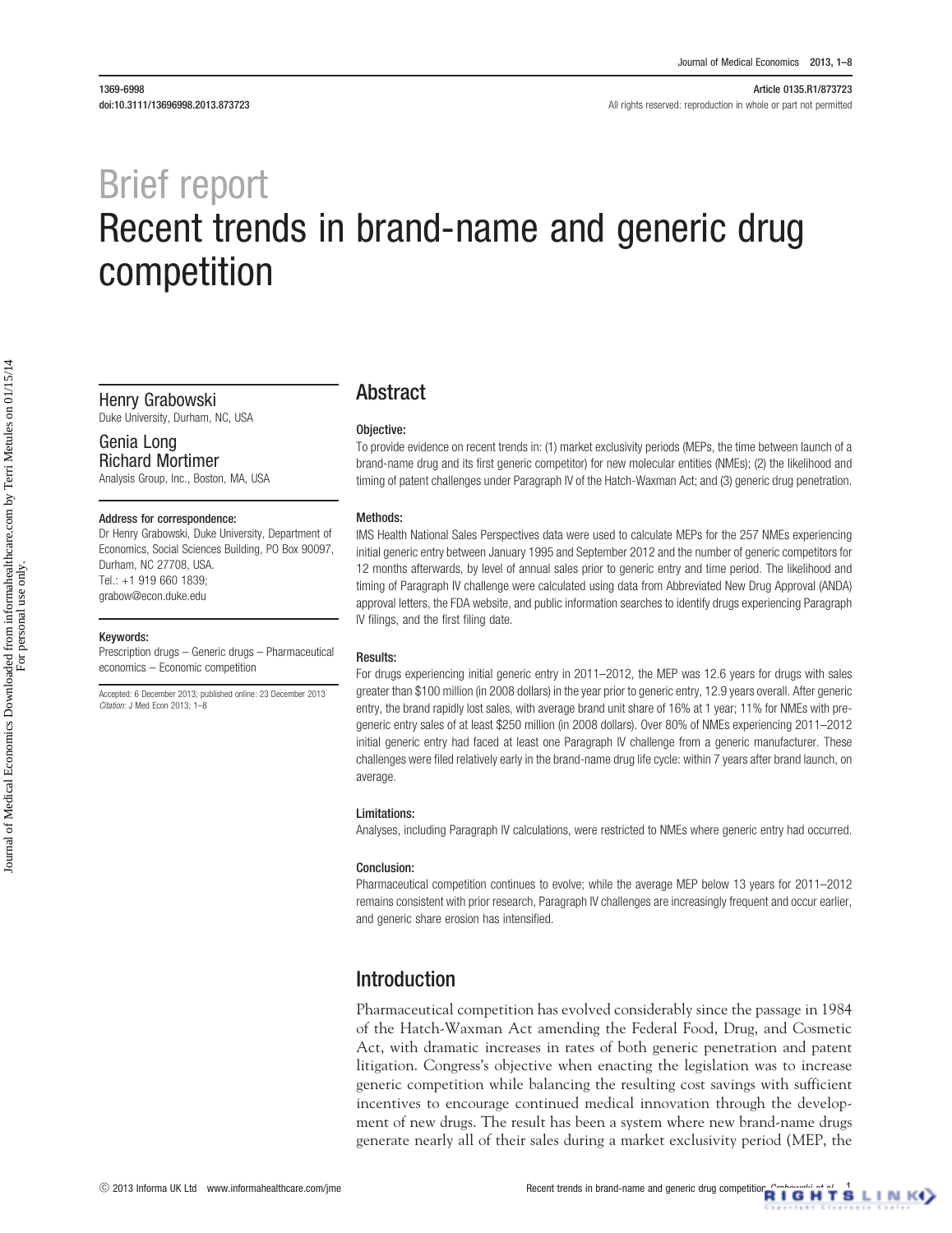Brief report

# Recent trends in brand-name and generic drug competition

Henry Grabowski
Duke University, Durham, NC, USA

Genia Long
Richard Mortimer
Analysis Group, Inc., Boston, MA, USA

**Address for correspondence:**
Dr Henry Grabowski, Duke University, Department of Economics, Social Sciences Building, PO Box 90097, Durham, NC 27708, USA.
Tel.: +1 919 660 1839;
grabow@econ.duke.edu

**Keywords:**
Prescription drugs – Generic drugs – Pharmaceutical economics – Economic competition

Accepted: 6 December 2013; published online: 23 December 2013
*Citation:* J Med Econ 2013; 1–8

## Abstract

### Objective:

To provide evidence on recent trends in: (1) market exclusivity periods (MEPs, the time between launch of a brand-name drug and its first generic competitor) for new molecular entities (NMEs); (2) the likelihood and timing of patent challenges under Paragraph IV of the Hatch-Waxman Act; and (3) generic drug penetration.

### Methods:

IMS Health National Sales Perspectives data were used to calculate MEPs for the 257 NMEs experiencing initial generic entry between January 1995 and September 2012 and the number of generic competitors for 12 months afterwards, by level of annual sales prior to generic entry and time period. The likelihood and timing of Paragraph IV challenge were calculated using data from Abbreviated New Drug Approval (ANDA) approval letters, the FDA website, and public information searches to identify drugs experiencing Paragraph IV filings, and the first filing date.

### Results:

For drugs experiencing initial generic entry in 2011–2012, the MEP was 12.6 years for drugs with sales greater than $100 million (in 2008 dollars) in the year prior to generic entry, 12.9 years overall. After generic entry, the brand rapidly lost sales, with average brand unit share of 16% at 1 year; 11% for NMEs with pre-generic entry sales of at least $250 million (in 2008 dollars). Over 80% of NMEs experiencing 2011–2012 initial generic entry had faced at least one Paragraph IV challenge from a generic manufacturer. These challenges were filed relatively early in the brand-name drug life cycle: within 7 years after brand launch, on average.

### Limitations:

Analyses, including Paragraph IV calculations, were restricted to NMEs where generic entry had occurred.

### Conclusion:

Pharmaceutical competition continues to evolve; while the average MEP below 13 years for 2011–2012 remains consistent with prior research, Paragraph IV challenges are increasingly frequent and occur earlier, and generic share erosion has intensified.

## Introduction

Pharmaceutical competition has evolved considerably since the passage in 1984 of the Hatch-Waxman Act amending the Federal Food, Drug, and Cosmetic Act, with dramatic increases in rates of both generic penetration and patent litigation. Congress's objective when enacting the legislation was to increase generic competition while balancing the resulting cost savings with sufficient incentives to encourage continued medical innovation through the development of new drugs. The result has been a system where new brand-name drugs generate nearly all of their sales during a market exclusivity period (MEP, the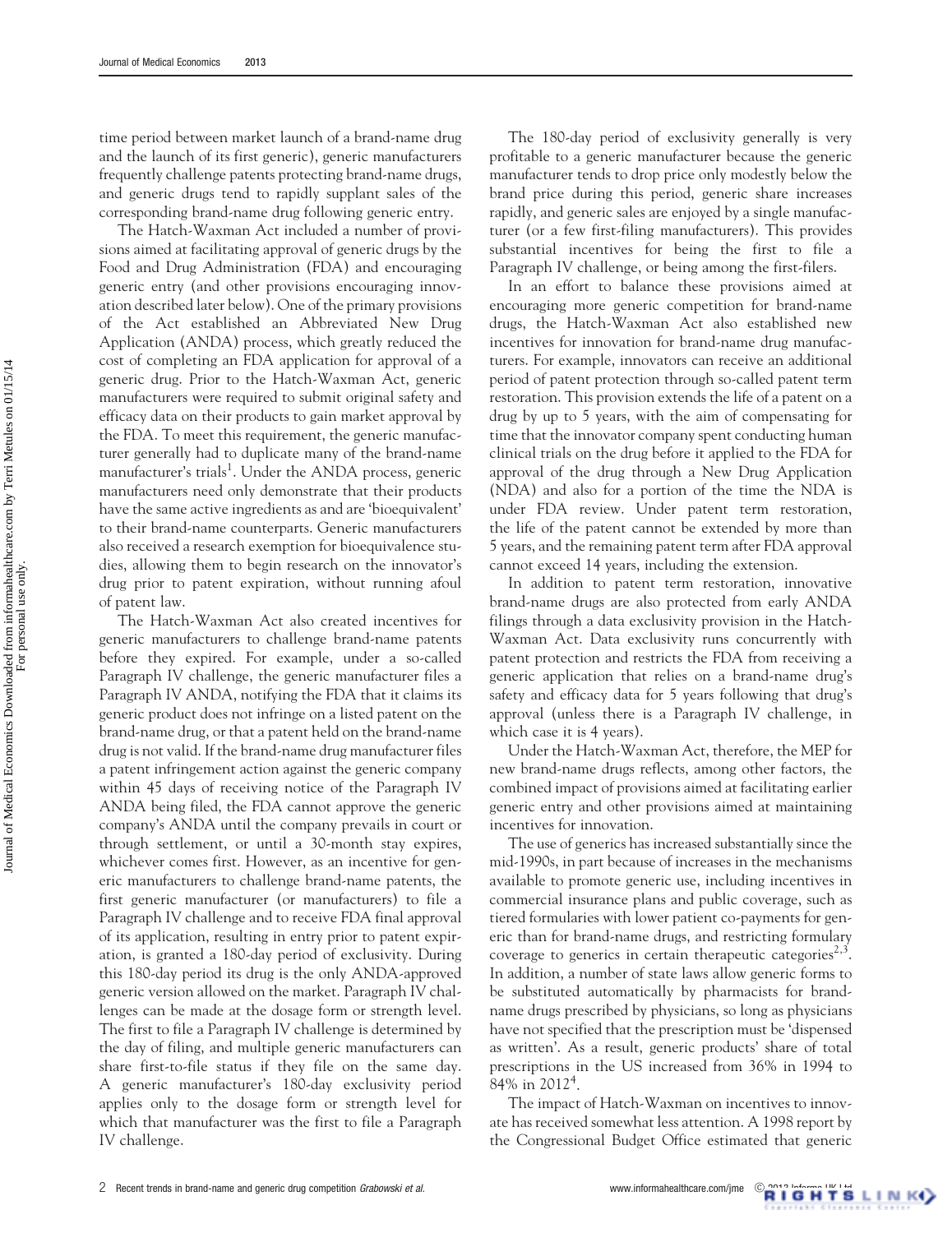time period between market launch of a brand-name drug and the launch of its first generic), generic manufacturers frequently challenge patents protecting brand-name drugs, and generic drugs tend to rapidly supplant sales of the corresponding brand-name drug following generic entry.

The Hatch-Waxman Act included a number of provisions aimed at facilitating approval of generic drugs by the Food and Drug Administration (FDA) and encouraging generic entry (and other provisions encouraging innovation described later below). One of the primary provisions of the Act established an Abbreviated New Drug Application (ANDA) process, which greatly reduced the cost of completing an FDA application for approval of a generic drug. Prior to the Hatch-Waxman Act, generic manufacturers were required to submit original safety and efficacy data on their products to gain market approval by the FDA. To meet this requirement, the generic manufacturer generally had to duplicate many of the brand-name manufacturer's trials[1]. Under the ANDA process, generic manufacturers need only demonstrate that their products have the same active ingredients as and are 'bioequivalent' to their brand-name counterparts. Generic manufacturers also received a research exemption for bioequivalence studies, allowing them to begin research on the innovator's drug prior to patent expiration, without running afoul of patent law.

The Hatch-Waxman Act also created incentives for generic manufacturers to challenge brand-name patents before they expired. For example, under a so-called Paragraph IV challenge, the generic manufacturer files a Paragraph IV ANDA, notifying the FDA that it claims its generic product does not infringe on a listed patent on the brand-name drug, or that a patent held on the brand-name drug is not valid. If the brand-name drug manufacturer files a patent infringement action against the generic company within 45 days of receiving notice of the Paragraph IV ANDA being filed, the FDA cannot approve the generic company's ANDA until the company prevails in court or through settlement, or until a 30-month stay expires, whichever comes first. However, as an incentive for generic manufacturers to challenge brand-name patents, the first generic manufacturer (or manufacturers) to file a Paragraph IV challenge and to receive FDA final approval of its application, resulting in entry prior to patent expiration, is granted a 180-day period of exclusivity. During this 180-day period its drug is the only ANDA-approved generic version allowed on the market. Paragraph IV challenges can be made at the dosage form or strength level. The first to file a Paragraph IV challenge is determined by the day of filing, and multiple generic manufacturers can share first-to-file status if they file on the same day. A generic manufacturer's 180-day exclusivity period applies only to the dosage form or strength level for which that manufacturer was the first to file a Paragraph IV challenge.

The 180-day period of exclusivity generally is very profitable to a generic manufacturer because the generic manufacturer tends to drop price only modestly below the brand price during this period, generic share increases rapidly, and generic sales are enjoyed by a single manufacturer (or a few first-filing manufacturers). This provides substantial incentives for being the first to file a Paragraph IV challenge, or being among the first-filers.

In an effort to balance these provisions aimed at encouraging more generic competition for brand-name drugs, the Hatch-Waxman Act also established new incentives for innovation for brand-name drug manufacturers. For example, innovators can receive an additional period of patent protection through so-called patent term restoration. This provision extends the life of a patent on a drug by up to 5 years, with the aim of compensating for time that the innovator company spent conducting human clinical trials on the drug before it applied to the FDA for approval of the drug through a New Drug Application (NDA) and also for a portion of the time the NDA is under FDA review. Under patent term restoration, the life of the patent cannot be extended by more than 5 years, and the remaining patent term after FDA approval cannot exceed 14 years, including the extension.

In addition to patent term restoration, innovative brand-name drugs are also protected from early ANDA filings through a data exclusivity provision in the Hatch-Waxman Act. Data exclusivity runs concurrently with patent protection and restricts the FDA from receiving a generic application that relies on a brand-name drug's safety and efficacy data for 5 years following that drug's approval (unless there is a Paragraph IV challenge, in which case it is 4 years).

Under the Hatch-Waxman Act, therefore, the MEP for new brand-name drugs reflects, among other factors, the combined impact of provisions aimed at facilitating earlier generic entry and other provisions aimed at maintaining incentives for innovation.

The use of generics has increased substantially since the mid-1990s, in part because of increases in the mechanisms available to promote generic use, including incentives in commercial insurance plans and public coverage, such as tiered formularies with lower patient co-payments for generic than for brand-name drugs, and restricting formulary coverage to generics in certain therapeutic categories[2,3]. In addition, a number of state laws allow generic forms to be substituted automatically by pharmacists for brand-name drugs prescribed by physicians, so long as physicians have not specified that the prescription must be 'dispensed as written'. As a result, generic products' share of total prescriptions in the US increased from 36% in 1994 to 84% in 2012[4].

The impact of Hatch-Waxman on incentives to innovate has received somewhat less attention. A 1998 report by the Congressional Budget Office estimated that generic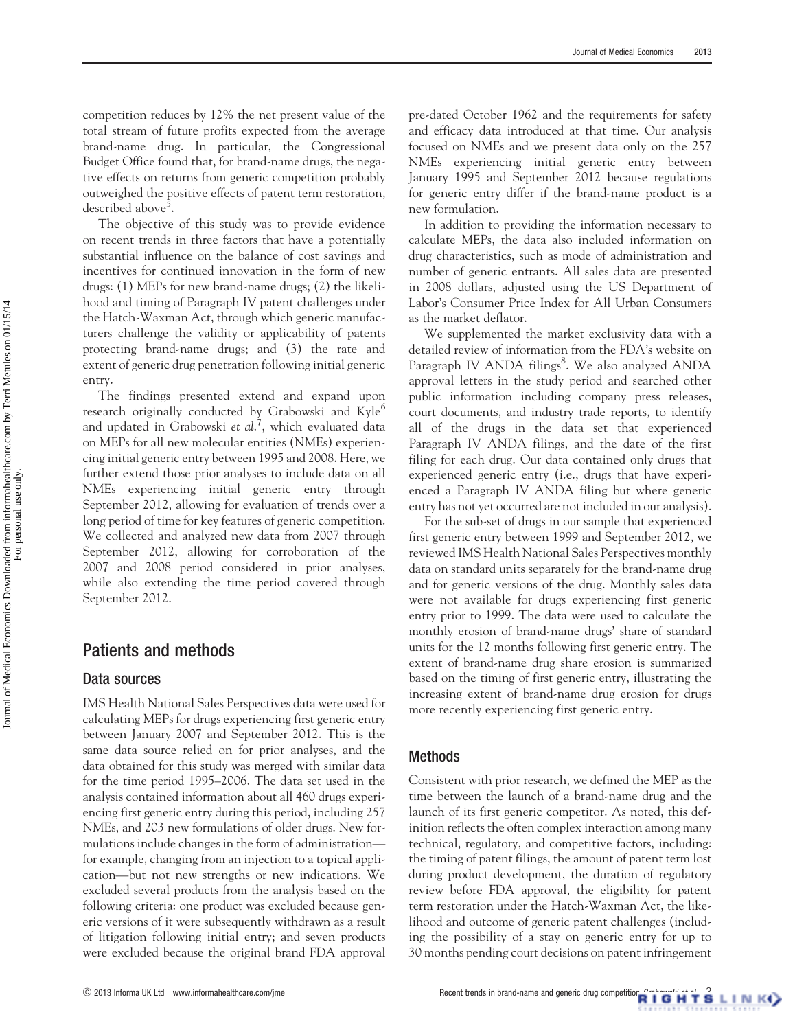competition reduces by 12% the net present value of the total stream of future profits expected from the average brand-name drug. In particular, the Congressional Budget Office found that, for brand-name drugs, the negative effects on returns from generic competition probably outweighed the positive effects of patent term restoration, described above[5].

The objective of this study was to provide evidence on recent trends in three factors that have a potentially substantial influence on the balance of cost savings and incentives for continued innovation in the form of new drugs: (1) MEPs for new brand-name drugs; (2) the likelihood and timing of Paragraph IV patent challenges under the Hatch-Waxman Act, through which generic manufacturers challenge the validity or applicability of patents protecting brand-name drugs; and (3) the rate and extent of generic drug penetration following initial generic entry.

The findings presented extend and expand upon research originally conducted by Grabowski and Kyle[6] and updated in Grabowski *et al.*[7], which evaluated data on MEPs for all new molecular entities (NMEs) experiencing initial generic entry between 1995 and 2008. Here, we further extend those prior analyses to include data on all NMEs experiencing initial generic entry through September 2012, allowing for evaluation of trends over a long period of time for key features of generic competition. We collected and analyzed new data from 2007 through September 2012, allowing for corroboration of the 2007 and 2008 period considered in prior analyses, while also extending the time period covered through September 2012.

## Patients and methods

### Data sources

IMS Health National Sales Perspectives data were used for calculating MEPs for drugs experiencing first generic entry between January 2007 and September 2012. This is the same data source relied on for prior analyses, and the data obtained for this study was merged with similar data for the time period 1995–2006. The data set used in the analysis contained information about all 460 drugs experiencing first generic entry during this period, including 257 NMEs, and 203 new formulations of older drugs. New formulations include changes in the form of administration—for example, changing from an injection to a topical application—but not new strengths or new indications. We excluded several products from the analysis based on the following criteria: one product was excluded because generic versions of it were subsequently withdrawn as a result of litigation following initial entry; and seven products were excluded because the original brand FDA approval pre-dated October 1962 and the requirements for safety and efficacy data introduced at that time. Our analysis focused on NMEs and we present data only on the 257 NMEs experiencing initial generic entry between January 1995 and September 2012 because regulations for generic entry differ if the brand-name product is a new formulation.

In addition to providing the information necessary to calculate MEPs, the data also included information on drug characteristics, such as mode of administration and number of generic entrants. All sales data are presented in 2008 dollars, adjusted using the US Department of Labor's Consumer Price Index for All Urban Consumers as the market deflator.

We supplemented the market exclusivity data with a detailed review of information from the FDA's website on Paragraph IV ANDA filings[8]. We also analyzed ANDA approval letters in the study period and searched other public information including company press releases, court documents, and industry trade reports, to identify all of the drugs in the data set that experienced Paragraph IV ANDA filings, and the date of the first filing for each drug. Our data contained only drugs that experienced generic entry (i.e., drugs that have experienced a Paragraph IV ANDA filing but where generic entry has not yet occurred are not included in our analysis).

For the sub-set of drugs in our sample that experienced first generic entry between 1999 and September 2012, we reviewed IMS Health National Sales Perspectives monthly data on standard units separately for the brand-name drug and for generic versions of the drug. Monthly sales data were not available for drugs experiencing first generic entry prior to 1999. The data were used to calculate the monthly erosion of brand-name drugs' share of standard units for the 12 months following first generic entry. The extent of brand-name drug share erosion is summarized based on the timing of first generic entry, illustrating the increasing extent of brand-name drug erosion for drugs more recently experiencing first generic entry.

### Methods

Consistent with prior research, we defined the MEP as the time between the launch of a brand-name drug and the launch of its first generic competitor. As noted, this definition reflects the often complex interaction among many technical, regulatory, and competitive factors, including: the timing of patent filings, the amount of patent term lost during product development, the duration of regulatory review before FDA approval, the eligibility for patent term restoration under the Hatch-Waxman Act, the likelihood and outcome of generic patent challenges (including the possibility of a stay on generic entry for up to 30 months pending court decisions on patent infringement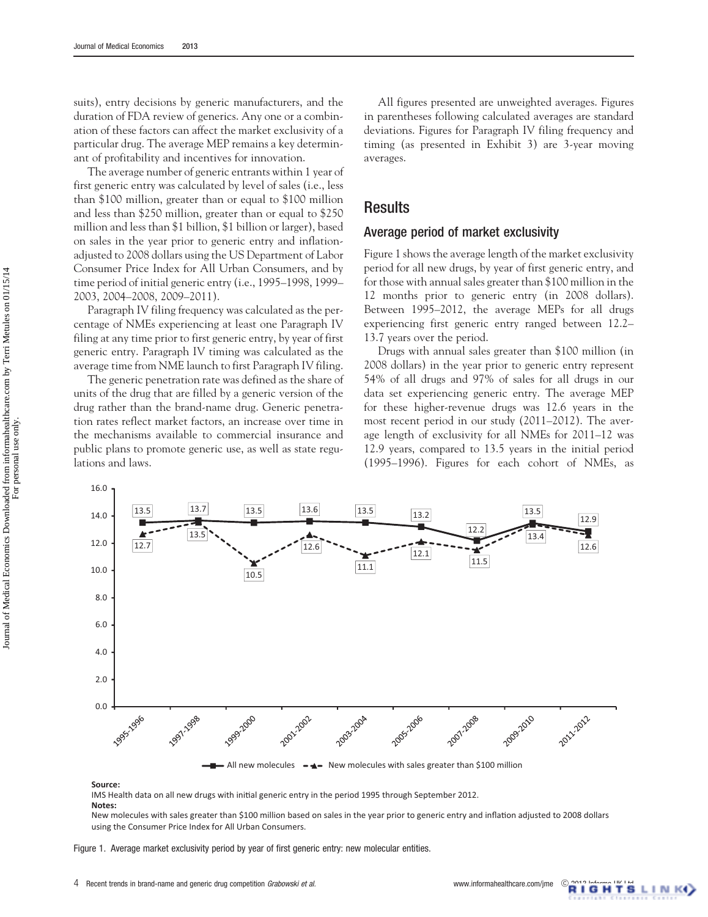suits), entry decisions by generic manufacturers, and the duration of FDA review of generics. Any one or a combination of these factors can affect the market exclusivity of a particular drug. The average MEP remains a key determinant of profitability and incentives for innovation.

The average number of generic entrants within 1 year of first generic entry was calculated by level of sales (i.e., less than $100 million, greater than or equal to $100 million and less than $250 million, greater than or equal to $250 million and less than $1 billion, $1 billion or larger), based on sales in the year prior to generic entry and inflation-adjusted to 2008 dollars using the US Department of Labor Consumer Price Index for All Urban Consumers, and by time period of initial generic entry (i.e., 1995–1998, 1999–2003, 2004–2008, 2009–2011).

Paragraph IV filing frequency was calculated as the percentage of NMEs experiencing at least one Paragraph IV filing at any time prior to first generic entry, by year of first generic entry. Paragraph IV timing was calculated as the average time from NME launch to first Paragraph IV filing.

The generic penetration rate was defined as the share of units of the drug that are filled by a generic version of the drug rather than the brand-name drug. Generic penetration rates reflect market factors, an increase over time in the mechanisms available to commercial insurance and public plans to promote generic use, as well as state regulations and laws.

All figures presented are unweighted averages. Figures in parentheses following calculated averages are standard deviations. Figures for Paragraph IV filing frequency and timing (as presented in Exhibit 3) are 3-year moving averages.

## Results

### Average period of market exclusivity

Figure 1 shows the average length of the market exclusivity period for all new drugs, by year of first generic entry, and for those with annual sales greater than $100 million in the 12 months prior to generic entry (in 2008 dollars). Between 1995–2012, the average MEPs for all drugs experiencing first generic entry ranged between 12.2–13.7 years over the period.

Drugs with annual sales greater than $100 million (in 2008 dollars) in the year prior to generic entry represent 54% of all drugs and 97% of sales for all drugs in our data set experiencing generic entry. The average MEP for these higher-revenue drugs was 12.6 years in the most recent period in our study (2011–2012). The average length of exclusivity for all NMEs for 2011–12 was 12.9 years, compared to 13.5 years in the initial period (1995–1996). Figures for each cohort of NMEs, as

| Period | All new molecules | New molecules with sales greater than $100 million |
|---|---|---|
| 1995-1996 | 13.5 | 12.7 |
| 1997-1998 | 13.7 | 13.5 |
| 1999-2000 | 13.5 | 10.5 |
| 2001-2002 | 13.6 | 12.6 |
| 2003-2004 | 13.5 | 11.1 |
| 2005-2006 | 13.2 | 12.1 |
| 2007-2008 | 12.2 | 11.5 |
| 2009-2010 | 13.5 | 13.4 |
| 2011-2012 | 12.9 | 12.6 |

**Source:**
IMS Health data on all new drugs with initial generic entry in the period 1995 through September 2012.
**Notes:**
New molecules with sales greater than $100 million based on sales in the year prior to generic entry and inflation adjusted to 2008 dollars using the Consumer Price Index for All Urban Consumers.

Figure 1. Average market exclusivity period by year of first generic entry: new molecular entities.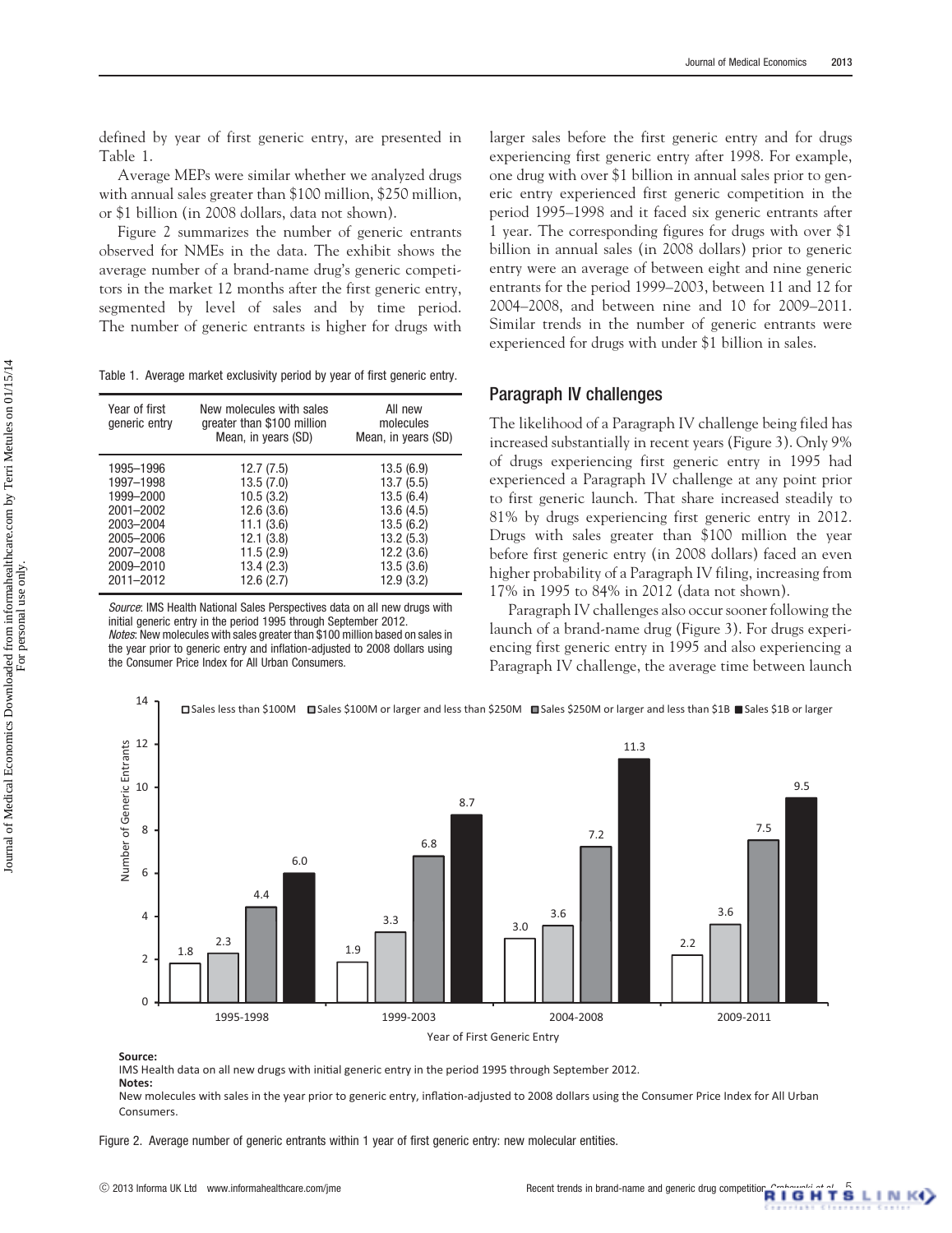defined by year of first generic entry, are presented in Table 1.

Average MEPs were similar whether we analyzed drugs with annual sales greater than $100 million, $250 million, or $1 billion (in 2008 dollars, data not shown).

Figure 2 summarizes the number of generic entrants observed for NMEs in the data. The exhibit shows the average number of a brand-name drug's generic competitors in the market 12 months after the first generic entry, segmented by level of sales and by time period. The number of generic entrants is higher for drugs with larger sales before the first generic entry and for drugs experiencing first generic entry after 1998. For example, one drug with over $1 billion in annual sales prior to generic entry experienced first generic competition in the period 1995–1998 and it faced six generic entrants after 1 year. The corresponding figures for drugs with over $1 billion in annual sales (in 2008 dollars) prior to generic entry were an average of between eight and nine generic entrants for the period 1999–2003, between 11 and 12 for 2004–2008, and between nine and 10 for 2009–2011. Similar trends in the number of generic entrants were experienced for drugs with under $1 billion in sales.

Table 1. Average market exclusivity period by year of first generic entry.

| Year of first generic entry | New molecules with sales greater than $100 million Mean, in years (SD) | All new molecules Mean, in years (SD) |
|---|---|---|
| 1995–1996 | 12.7 (7.5) | 13.5 (6.9) |
| 1997–1998 | 13.5 (7.0) | 13.7 (5.5) |
| 1999–2000 | 10.5 (3.2) | 13.5 (6.4) |
| 2001–2002 | 12.6 (3.6) | 13.6 (4.5) |
| 2003–2004 | 11.1 (3.6) | 13.5 (6.2) |
| 2005–2006 | 12.1 (3.8) | 13.2 (5.3) |
| 2007–2008 | 11.5 (2.9) | 12.2 (3.6) |
| 2009–2010 | 13.4 (2.3) | 13.5 (3.6) |
| 2011–2012 | 12.6 (2.7) | 12.9 (3.2) |

*Source*: IMS Health National Sales Perspectives data on all new drugs with initial generic entry in the period 1995 through September 2012.
*Notes*: New molecules with sales greater than $100 million based on sales in the year prior to generic entry and inflation-adjusted to 2008 dollars using the Consumer Price Index for All Urban Consumers.

## Paragraph IV challenges

The likelihood of a Paragraph IV challenge being filed has increased substantially in recent years (Figure 3). Only 9% of drugs experiencing first generic entry in 1995 had experienced a Paragraph IV challenge at any point prior to first generic launch. That share increased steadily to 81% by drugs experiencing first generic entry in 2012. Drugs with sales greater than $100 million the year before first generic entry (in 2008 dollars) faced an even higher probability of a Paragraph IV filing, increasing from 17% in 1995 to 84% in 2012 (data not shown).

Paragraph IV challenges also occur sooner following the launch of a brand-name drug (Figure 3). For drugs experiencing first generic entry in 1995 and also experiencing a Paragraph IV challenge, the average time between launch

| Year of First Generic Entry | Sales less than $100M | Sales $100M or larger and less than $250M | Sales $250M or larger and less than $1B | Sales $1B or larger |
|---|---|---|---|---|
| 1995-1998 | 1.8 | 2.3 | 4.4 | 6.0 |
| 1999-2003 | 1.9 | 3.3 | 6.8 | 8.7 |
| 2004-2008 | 3.0 | 3.6 | 7.2 | 11.3 |
| 2009-2011 | 2.2 | 3.6 | 7.5 | 9.5 |

**Source:**
IMS Health data on all new drugs with initial generic entry in the period 1995 through September 2012.
**Notes:**
New molecules with sales in the year prior to generic entry, inflation-adjusted to 2008 dollars using the Consumer Price Index for All Urban Consumers.

Figure 2. Average number of generic entrants within 1 year of first generic entry: new molecular entities.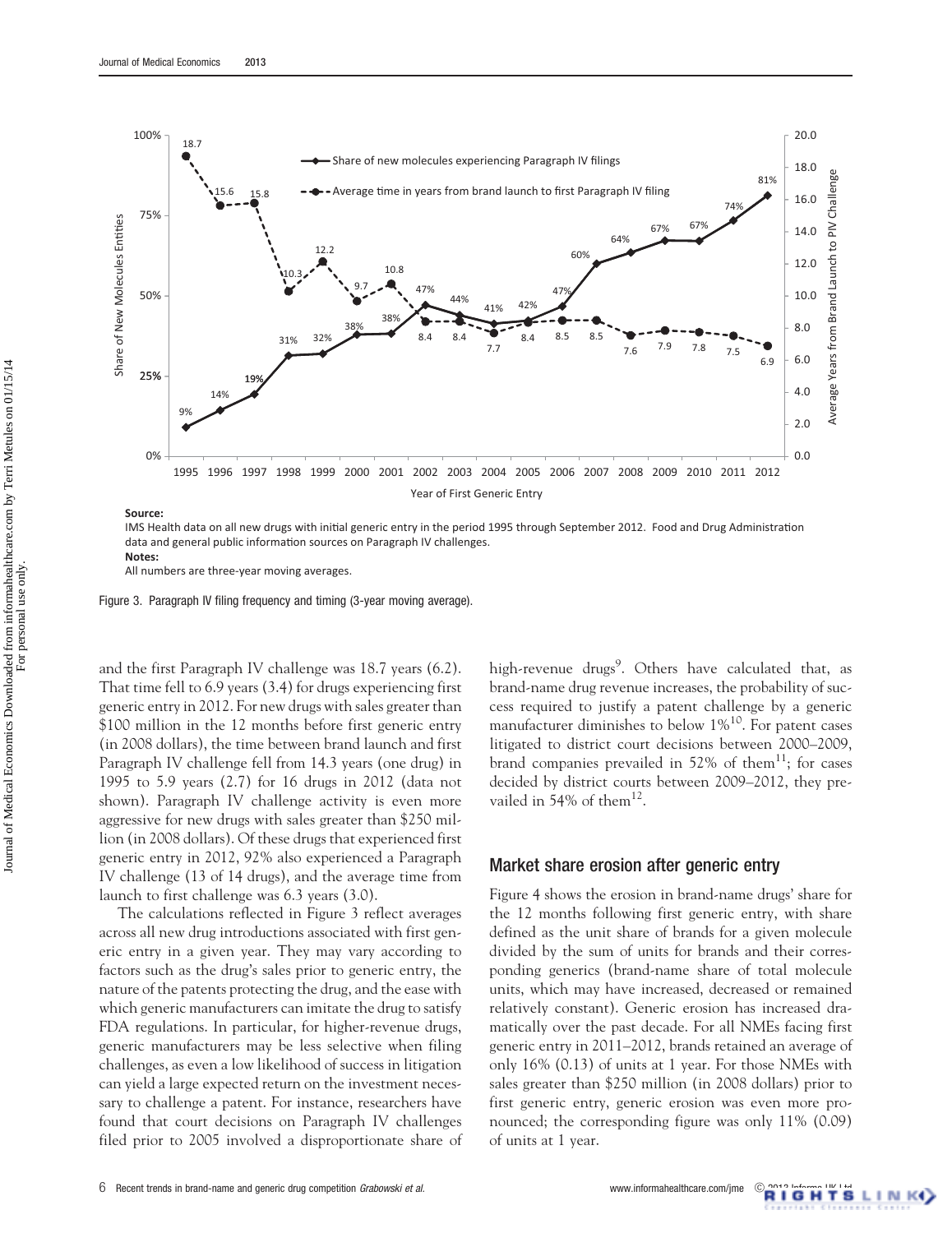Source:

IMS Health data on all new drugs with initial generic entry in the period 1995 through September 2012. Food and Drug Administration data and general public information sources on Paragraph IV challenges.

Notes:

All numbers are three-year moving averages.

Figure 3. Paragraph IV filing frequency and timing (3-year moving average).

and the first Paragraph IV challenge was 18.7 years (6.2). That time fell to 6.9 years (3.4) for drugs experiencing first generic entry in 2012. For new drugs with sales greater than \$100 million in the 12 months before first generic entry (in 2008 dollars), the time between brand launch and first Paragraph IV challenge fell from 14.3 years (one drug) in 1995 to 5.9 years (2.7) for 16 drugs in 2012 (data not shown). Paragraph IV challenge activity is even more aggressive for new drugs with sales greater than \$250 million (in 2008 dollars). Of these drugs that experienced first generic entry in 2012, 92% also experienced a Paragraph IV challenge (13 of 14 drugs), and the average time from launch to first challenge was 6.3 years (3.0).

The calculations reflected in Figure 3 reflect averages across all new drug introductions associated with first generic entry in a given year. They may vary according to factors such as the drug's sales prior to generic entry, the nature of the patents protecting the drug, and the ease with which generic manufacturers can imitate the drug to satisfy FDA regulations. In particular, for higher-revenue drugs, generic manufacturers may be less selective when filing challenges, as even a low likelihood of success in litigation can yield a large expected return on the investment necessary to challenge a patent. For instance, researchers have found that court decisions on Paragraph IV challenges filed prior to 2005 involved a disproportionate share of high-revenue drugs[9]. Others have calculated that, as brand-name drug revenue increases, the probability of success required to justify a patent challenge by a generic manufacturer diminishes to below 1%[10]. For patent cases litigated to district court decisions between 2000–2009, brand companies prevailed in 52% of them[11]; for cases decided by district courts between 2009–2012, they prevailed in 54% of them[12].

## Market share erosion after generic entry

Figure 4 shows the erosion in brand-name drugs' share for the 12 months following first generic entry, with share defined as the unit share of brands for a given molecule divided by the sum of units for brands and their corresponding generics (brand-name share of total molecule units, which may have increased, decreased or remained relatively constant). Generic erosion has increased dramatically over the past decade. For all NMEs facing first generic entry in 2011–2012, brands retained an average of only 16% (0.13) of units at 1 year. For those NMEs with sales greater than \$250 million (in 2008 dollars) prior to first generic entry, generic erosion was even more pronounced; the corresponding figure was only 11% (0.09) of units at 1 year.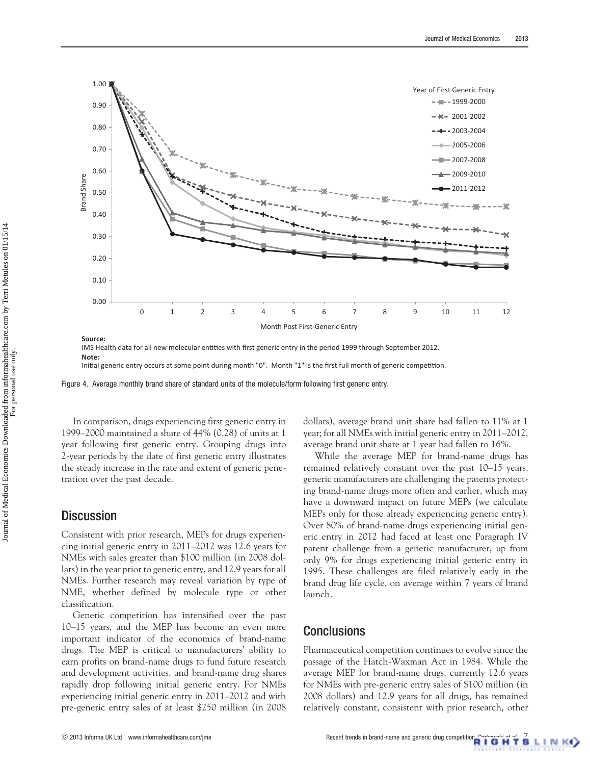Source:
IMS Health data for all new molecular entities with first generic entry in the period 1999 through September 2012.

Note:
Initial generic entry occurs at some point during month "0". Month "1" is the first full month of generic competition.

Figure 4. Average monthly brand share of standard units of the molecule/form following first generic entry.

In comparison, drugs experiencing first generic entry in 1999–2000 maintained a share of 44% (0.28) of units at 1 year following first generic entry. Grouping drugs into 2-year periods by the date of first generic entry illustrates the steady increase in the rate and extent of generic penetration over the past decade.

## Discussion

Consistent with prior research, MEPs for drugs experiencing initial generic entry in 2011–2012 was 12.6 years for NMEs with sales greater than $100 million (in 2008 dollars) in the year prior to generic entry, and 12.9 years for all NMEs. Further research may reveal variation by type of NME, whether defined by molecule type or other classification.

Generic competition has intensified over the past 10–15 years, and the MEP has become an even more important indicator of the economics of brand-name drugs. The MEP is critical to manufacturers' ability to earn profits on brand-name drugs to fund future research and development activities, and brand-name drug shares rapidly drop following initial generic entry. For NMEs experiencing initial generic entry in 2011–2012 and with pre-generic entry sales of at least $250 million (in 2008 dollars), average brand unit share had fallen to 11% at 1 year; for all NMEs with initial generic entry in 2011–2012, average brand unit share at 1 year had fallen to 16%.

While the average MEP for brand-name drugs has remained relatively constant over the past 10–15 years, generic manufacturers are challenging the patents protecting brand-name drugs more often and earlier, which may have a downward impact on future MEPs (we calculate MEPs only for those already experiencing generic entry). Over 80% of brand-name drugs experiencing initial generic entry in 2012 had faced at least one Paragraph IV patent challenge from a generic manufacturer, up from only 9% for drugs experiencing initial generic entry in 1995. These challenges are filed relatively early in the brand drug life cycle, on average within 7 years of brand launch.

## Conclusions

Pharmaceutical competition continues to evolve since the passage of the Hatch-Waxman Act in 1984. While the average MEP for brand-name drugs, currently 12.6 years for NMEs with pre-generic entry sales of $100 million (in 2008 dollars) and 12.9 years for all drugs, has remained relatively constant, consistent with prior research, other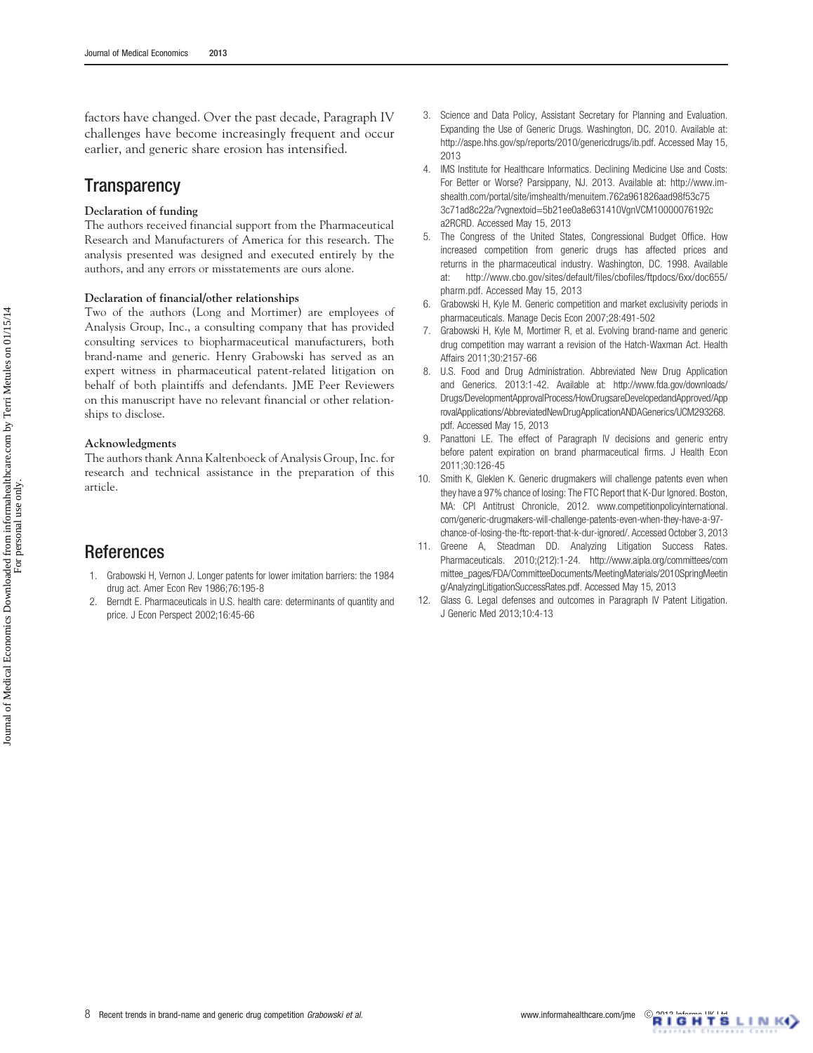factors have changed. Over the past decade, Paragraph IV challenges have become increasingly frequent and occur earlier, and generic share erosion has intensified.

## Transparency

### Declaration of funding

The authors received financial support from the Pharmaceutical Research and Manufacturers of America for this research. The analysis presented was designed and executed entirely by the authors, and any errors or misstatements are ours alone.

### Declaration of financial/other relationships

Two of the authors (Long and Mortimer) are employees of Analysis Group, Inc., a consulting company that has provided consulting services to biopharmaceutical manufacturers, both brand-name and generic. Henry Grabowski has served as an expert witness in pharmaceutical patent-related litigation on behalf of both plaintiffs and defendants. JME Peer Reviewers on this manuscript have no relevant financial or other relationships to disclose.

### Acknowledgments

The authors thank Anna Kaltenboeck of Analysis Group, Inc. for research and technical assistance in the preparation of this article.

## References

1. Grabowski H, Vernon J. Longer patents for lower imitation barriers: the 1984 drug act. Amer Econ Rev 1986;76:195-8
2. Berndt E. Pharmaceuticals in U.S. health care: determinants of quantity and price. J Econ Perspect 2002;16:45-66
3. Science and Data Policy, Assistant Secretary for Planning and Evaluation. Expanding the Use of Generic Drugs. Washington, DC. 2010. Available at: http://aspe.hhs.gov/sp/reports/2010/genericdrugs/ib.pdf. Accessed May 15, 2013
4. IMS Institute for Healthcare Informatics. Declining Medicine Use and Costs: For Better or Worse? Parsippany, NJ. 2013. Available at: http://www.imshealth.com/portal/site/imshealth/menuitem.762a961826aad98f53c753c71ad8c22a/?vgnextoid=5b21ee0a8e631410VgnVCM10000076192ca2RCRD. Accessed May 15, 2013
5. The Congress of the United States, Congressional Budget Office. How increased competition from generic drugs has affected prices and returns in the pharmaceutical industry. Washington, DC. 1998. Available at: http://www.cbo.gov/sites/default/files/cbofiles/ftpdocs/6xx/doc655/pharm.pdf. Accessed May 15, 2013
6. Grabowski H, Kyle M. Generic competition and market exclusivity periods in pharmaceuticals. Manage Decis Econ 2007;28:491-502
7. Grabowski H, Kyle M, Mortimer R, et al. Evolving brand-name and generic drug competition may warrant a revision of the Hatch-Waxman Act. Health Affairs 2011;30:2157-66
8. U.S. Food and Drug Administration. Abbreviated New Drug Application and Generics. 2013:1-42. Available at: http://www.fda.gov/downloads/Drugs/DevelopmentApprovalProcess/HowDrugsareDevelopedandApproved/ApprovalApplications/AbbreviatedNewDrugApplicationANDAGenerics/UCM293268.pdf. Accessed May 15, 2013
9. Panattoni LE. The effect of Paragraph IV decisions and generic entry before patent expiration on brand pharmaceutical firms. J Health Econ 2011;30:126-45
10. Smith K, Gleklen K. Generic drugmakers will challenge patents even when they have a 97% chance of losing: The FTC Report that K-Dur Ignored. Boston, MA: CPI Antitrust Chronicle, 2012. www.competitionpolicyinternational.com/generic-drugmakers-will-challenge-patents-even-when-they-have-a-97-chance-of-losing-the-ftc-report-that-k-dur-ignored/. Accessed October 3, 2013
11. Greene A, Steadman DD. Analyzing Litigation Success Rates. Pharmaceuticals. 2010;(212):1-24. http://www.aipla.org/committees/committee_pages/FDA/CommitteeDocuments/MeetingMaterials/2010SpringMeeting/AnalyzingLitigationSuccessRates.pdf. Accessed May 15, 2013
12. Glass G. Legal defenses and outcomes in Paragraph IV Patent Litigation. J Generic Med 2013;10:4-13